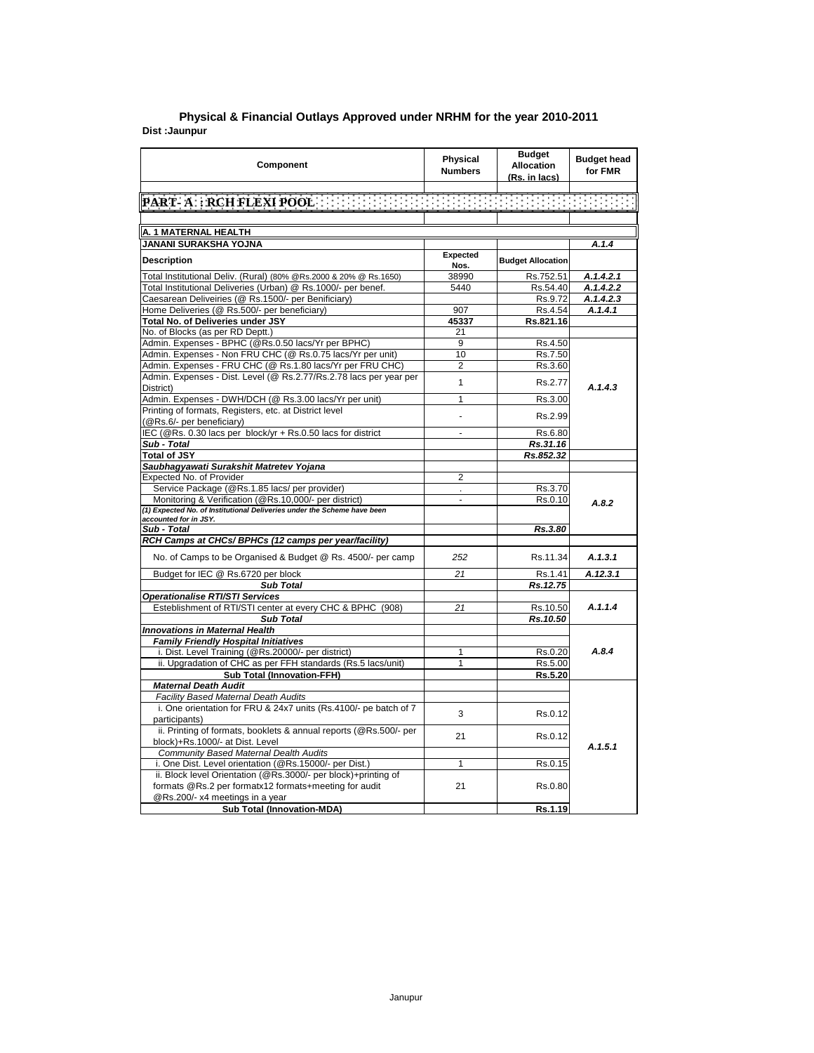## Physical & Financial Outlays Approved under NRHM for the year 2010-2011

**Dist :Jaunpur**

| Component | Physical Numbers | Budget Allocation (Rs. in lacs) | Budget head for FMR |
|---|---|---|---|
| **PART- A : RCH FLEXI POOL** | | | |
| **A. 1 MATERNAL HEALTH** | | | |
| **JANANI SURAKSHA YOJNA** | | | ***A.1.4*** |
| **Description** | **Expected Nos.** | **Budget Allocation** | |
| Total Institutional Deliv. (Rural) (80% @Rs.2000 & 20% @ Rs.1650) | 38990 | Rs.752.51 | ***A.1.4.2.1*** |
| Total Institutional Deliveries (Urban) @ Rs.1000/- per benef. | 5440 | Rs.54.40 | ***A.1.4.2.2*** |
| Caesarean Deliveiries (@ Rs.1500/- per Benificiary) | | Rs.9.72 | ***A.1.4.2.3*** |
| Home Deliveries (@ Rs.500/- per beneficiary) | 907 | Rs.4.54 | ***A.1.4.1*** |
| **Total No. of Deliveries under JSY** | **45337** | **Rs.821.16** | |
| No. of Blocks (as per RD Deptt.) | 21 | | |
| Admin. Expenses - BPHC (@Rs.0.50 lacs/Yr per BPHC) | 9 | Rs.4.50 | ***A.1.4.3*** |
| Admin. Expenses - Non FRU CHC (@ Rs.0.75 lacs/Yr per unit) | 10 | Rs.7.50 | |
| Admin. Expenses - FRU CHC (@ Rs.1.80 lacs/Yr per FRU CHC) | 2 | Rs.3.60 | |
| Admin. Expenses - Dist. Level (@ Rs.2.77/Rs.2.78 lacs per year per District) | 1 | Rs.2.77 | |
| Admin. Expenses - DWH/DCH (@ Rs.3.00 lacs/Yr per unit) | 1 | Rs.3.00 | |
| Printing of formats, Registers, etc. at District level (@Rs.6/- per beneficiary) | - | Rs.2.99 | |
| IEC (@Rs. 0.30 lacs per block/yr + Rs.0.50 lacs for district | - | Rs.6.80 | |
| ***Sub - Total*** | | ***Rs.31.16*** | |
| **Total of JSY** | | ***Rs.852.32*** | |
| ***Saubhagyawati Surakshit Matretev Yojana*** | | | |
| Expected No. of Provider | 2 | | ***A.8.2*** |
| Service Package (@Rs.1.85 lacs/ per provider) | . | Rs.3.70 | |
| Monitoring & Verification (@Rs.10,000/- per district) | - | Rs.0.10 | |
| ***(1) Expected No. of Institutional Deliveries under the Scheme have been accounted for in JSY.*** | | | |
| ***Sub - Total*** | | ***Rs.3.80*** | |
| ***RCH Camps at CHCs/ BPHCs (12 camps per year/facility)*** | | | |
| No. of Camps to be Organised & Budget @ Rs. 4500/- per camp | *252* | Rs.11.34 | ***A.1.3.1*** |
| Budget for IEC @ Rs.6720 per block | *21* | Rs.1.41 | ***A.12.3.1*** |
| ***Sub Total*** | | ***Rs.12.75*** | |
| ***Operationalise RTI/STI Services*** | | | |
| Esteblishment of RTI/STI center at every CHC & BPHC (908) | *21* | Rs.10.50 | ***A.1.1.4*** |
| ***Sub Total*** | | ***Rs.10.50*** | |
| ***Innovations in Maternal Health*** | | | ***A.8.4*** |
| ***Family Friendly Hospital Initiatives*** | | | |
| i. Dist. Level Training (@Rs.20000/- per district) | 1 | Rs.0.20 | |
| ii. Upgradation of CHC as per FFH standards (Rs.5 lacs/unit) | 1 | Rs.5.00 | |
| **Sub Total (Innovation-FFH)** | | **Rs.5.20** | |
| ***Maternal Death Audit*** | | | ***A.1.5.1*** |
| *Facility Based Maternal Death Audits* | | | |
| i. One orientation for FRU & 24x7 units (Rs.4100/- pe batch of 7 participants) | 3 | Rs.0.12 | |
| ii. Printing of formats, booklets & annual reports (@Rs.500/- per block)+Rs.1000/- at Dist. Level | 21 | Rs.0.12 | |
| *Community Based Maternal Dealth Audits* | | | |
| i. One Dist. Level orientation (@Rs.15000/- per Dist.) | 1 | Rs.0.15 | |
| ii. Block level Orientation (@Rs.3000/- per block)+printing of formats @Rs.2 per formatx12 formats+meeting for audit @Rs.200/- x4 meetings in a year | 21 | Rs.0.80 | |
| **Sub Total (Innovation-MDA)** | | **Rs.1.19** | |

Janupur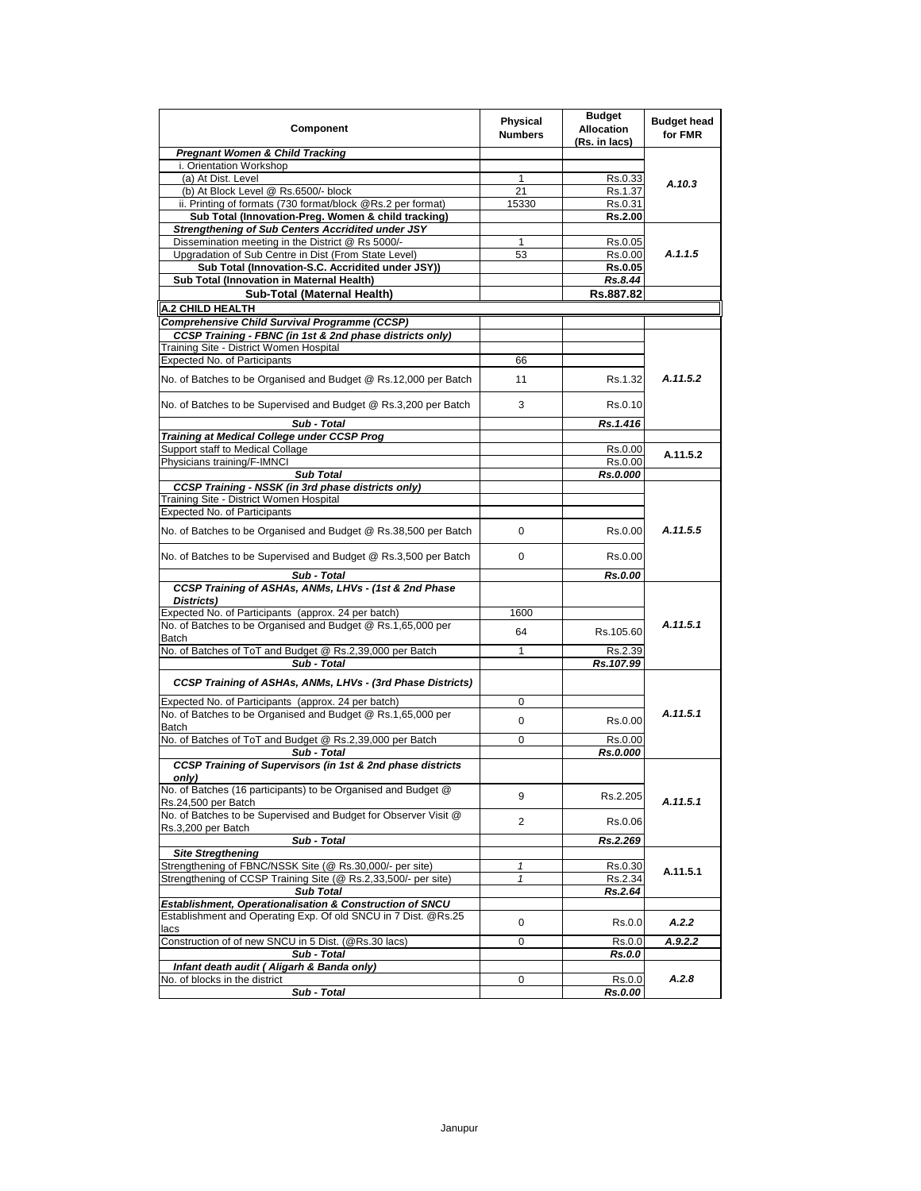| Component | Physical Numbers | Budget Allocation (Rs. in lacs) | Budget head for FMR |
|---|---|---|---|
| ***Pregnant Women & Child Tracking*** | | | |
| i. Orientation Workshop | | | A.10.3 |
| (a) At Dist. Level | 1 | Rs.0.33 | |
| (b) At Block Level @ Rs.6500/- block | 21 | Rs.1.37 | |
| ii. Printing of formats (730 format/block @Rs.2 per format) | 15330 | Rs.0.31 | |
| **Sub Total (Innovation-Preg. Women & child tracking)** | | **Rs.2.00** | |
| ***Strengthening of Sub Centers Accridited under JSY*** | | | A.1.1.5 |
| Dissemination meeting in the District @ Rs 5000/- | 1 | Rs.0.05 | |
| Upgradation of Sub Centre in Dist (From State Level) | 53 | Rs.0.00 | |
| **Sub Total (Innovation-S.C. Accridited under JSY))** | | **Rs.0.05** | |
| **Sub Total (Innovation in Maternal Health)** | | ***Rs.8.44*** | |
| **Sub-Total (Maternal Health)** | | **Rs.887.82** | |
| **A.2 CHILD HEALTH** | | | |
| ***Comprehensive Child Survival Programme (CCSP)*** | | | |
| ***CCSP Training - FBNC (in 1st & 2nd phase districts only)*** | | | A.11.5.2 |
| Training Site - District Women Hospital | | | |
| Expected No. of Participants | 66 | | |
| No. of Batches to be Organised and Budget @ Rs.12,000 per Batch | 11 | Rs.1.32 | |
| No. of Batches to be Supervised and Budget @ Rs.3,200 per Batch | 3 | Rs.0.10 | |
| ***Sub - Total*** | | ***Rs.1.416*** | |
| ***Training at Medical College under CCSP Prog*** | | | A.11.5.2 |
| Support staff to Medical Collage | | Rs.0.00 | |
| Physicians training/F-IMNCI | | Rs.0.00 | |
| ***Sub Total*** | | ***Rs.0.000*** | |
| ***CCSP Training - NSSK (in 3rd phase districts only)*** | | | A.11.5.5 |
| Training Site - District Women Hospital | | | |
| Expected No. of Participants | | | |
| No. of Batches to be Organised and Budget @ Rs.38,500 per Batch | 0 | Rs.0.00 | |
| No. of Batches to be Supervised and Budget @ Rs.3,500 per Batch | 0 | Rs.0.00 | |
| ***Sub - Total*** | | ***Rs.0.00*** | |
| ***CCSP Training of ASHAs, ANMs, LHVs - (1st & 2nd Phase Districts)*** | | | A.11.5.1 |
| Expected No. of Participants (approx. 24 per batch) | 1600 | | |
| No. of Batches to be Organised and Budget @ Rs.1,65,000 per Batch | 64 | Rs.105.60 | |
| No. of Batches of ToT and Budget @ Rs.2,39,000 per Batch | 1 | Rs.2.39 | |
| ***Sub - Total*** | | ***Rs.107.99*** | |
| ***CCSP Training of ASHAs, ANMs, LHVs - (3rd Phase Districts)*** | | | A.11.5.1 |
| Expected No. of Participants (approx. 24 per batch) | 0 | | |
| No. of Batches to be Organised and Budget @ Rs.1,65,000 per Batch | 0 | Rs.0.00 | |
| No. of Batches of ToT and Budget @ Rs.2,39,000 per Batch | 0 | Rs.0.00 | |
| ***Sub - Total*** | | ***Rs.0.000*** | |
| ***CCSP Training of Supervisors (in 1st & 2nd phase districts only)*** | | | A.11.5.1 |
| No. of Batches (16 participants) to be Organised and Budget @ Rs.24,500 per Batch | 9 | Rs.2.205 | |
| No. of Batches to be Supervised and Budget for Observer Visit @ Rs.3,200 per Batch | 2 | Rs.0.06 | |
| ***Sub - Total*** | | ***Rs.2.269*** | |
| ***Site Stregthening*** | | | A.11.5.1 |
| Strengthening of FBNC/NSSK Site (@ Rs.30,000/- per site) | *1* | Rs.0.30 | |
| Strengthening of CCSP Training Site (@ Rs.2,33,500/- per site) | *1* | Rs.2.34 | |
| ***Sub Total*** | | ***Rs.2.64*** | |
| ***Establishment, Operationalisation & Construction of SNCU*** | | | |
| Establishment and Operating Exp. Of old SNCU in 7 Dist. @Rs.25 lacs | 0 | Rs.0.0 | A.2.2 |
| Construction of of new SNCU in 5 Dist. (@Rs.30 lacs) | 0 | Rs.0.0 | A.9.2.2 |
| ***Sub - Total*** | | ***Rs.0.0*** | |
| ***Infant death audit ( Aligarh & Banda only)*** | | | A.2.8 |
| No. of blocks in the district | 0 | Rs.0.0 | |
| ***Sub - Total*** | | ***Rs.0.00*** | |

Janupur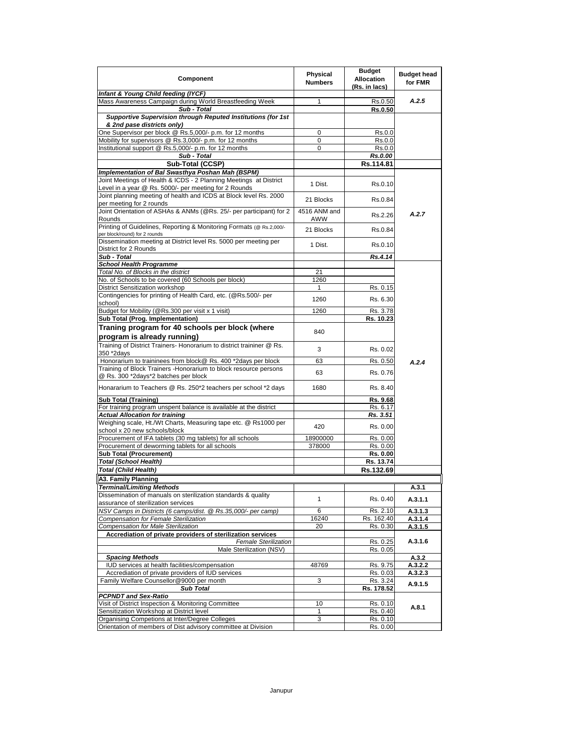| Component | Physical Numbers | Budget Allocation (Rs. in lacs) | Budget head for FMR |
|---|---|---|---|
| ***Infant & Young Child feeding (IYCF)*** | | | |
| Mass Awareness Campaign during World Breastfeeding Week | 1 | Rs.0.50 | *A.2.5* |
| ***Sub - Total*** | | **Rs.0.50** | |
| ***Supportive Supervision through Reputed Institutions (for 1st & 2nd pase districts only)*** | | | |
| One Supervisor per block @ Rs.5,000/- p.m. for 12 months | 0 | Rs.0.0 | |
| Mobility for supervisors @ Rs.3,000/- p.m. for 12 months | 0 | Rs.0.0 | |
| Institutional support @ Rs.5,000/- p.m. for 12 months | 0 | Rs.0.0 | |
| ***Sub - Total*** | | ***Rs.0.00*** | |
| **Sub-Total (CCSP)** | | **Rs.114.81** | |
| ***Implementation of Bal Swasthya Poshan Mah (BSPM)*** | | | |
| Joint Meetings of Health & ICDS - 2 Planning Meetings at District Level in a year @ Rs. 5000/- per meeting for 2 Rounds | 1 Dist. | Rs.0.10 | *A.2.7* |
| Joint planning meeting of health and ICDS at Block level Rs. 2000 per meeting for 2 rounds | 21 Blocks | Rs.0.84 | |
| Joint Orientation of ASHAs & ANMs (@Rs. 25/- per participant) for 2 Rounds | 4516 ANM and AWW | Rs.2.26 | |
| Printing of Guidelines, Reporting & Monitoring Formats (@ Rs.2,000/- per block/round) for 2 rounds | 21 Blocks | Rs.0.84 | |
| Dissemination meeting at District level Rs. 5000 per meeting per District for 2 Rounds | 1 Dist. | Rs.0.10 | |
| ***Sub - Total*** | | ***Rs.4.14*** | |
| ***School Health Programme*** | | | *A.2.4* |
| *Total No. of Blocks in the district* | 21 | | |
| No. of Schools to be covered (60 Schools per block) | 1260 | | |
| District Sensitization workshop | 1 | Rs. 0.15 | |
| Contingencies for printing of Health Card, etc. (@Rs.500/- per school) | 1260 | Rs. 6.30 | |
| Budget for Mobility (@Rs.300 per visit x 1 visit) | 1260 | Rs. 3.78 | |
| **Sub Total (Prog. Implementation)** | | **Rs. 10.23** | |
| **Traning program for 40 schools per block (where program is already running)** | 840 | | |
| Training of District Trainers- Honorarium to district traininer @ Rs. 350 *2days | 3 | Rs. 0.02 | |
| Honorarium to traininees from block@ Rs. 400 *2days per block | 63 | Rs. 0.50 | |
| Training of Block Trainers -Honorarium to block resource persons @ Rs. 300 *2days*2 batches per block | 63 | Rs. 0.76 | |
| Honararium to Teachers @ Rs. 250*2 teachers per school *2 days | 1680 | Rs. 8.40 | |
| **Sub Total (Training)** | | **Rs. 9.68** | |
| For training program unspent balance is available at the district | | Rs. 6.17 | |
| ***Actual Allocation for training*** | | ***Rs. 3.51*** | |
| Weighing scale, Ht./Wt Charts, Measuring tape etc. @ Rs1000 per school x 20 new schools/block | 420 | Rs. 0.00 | |
| Procurement of IFA tablets (30 mg tablets) for all schools | 18900000 | Rs. 0.00 | |
| Procurement of deworming tablets for all schools | 378000 | Rs. 0.00 | |
| **Sub Total (Procurement)** | | **Rs. 0.00** | |
| ***Total (School Health)*** | | **Rs. 13.74** | |
| ***Total (Child Health)*** | | **Rs.132.69** | |
| **A3. Family Planning** | | | |
| ***Terminal/Limiting Methods*** | | | **A.3.1** |
| Dissemination of manuals on sterilization standards & quality assurance of sterilization services | 1 | Rs. 0.40 | **A.3.1.1** |
| *NSV Camps in Districts (6 camps/dist. @ Rs.35,000/- per camp)* | 6 | Rs. 2.10 | **A.3.1.3** |
| *Compensation for Female Sterilization* | 16240 | Rs. 162.40 | **A.3.1.4** |
| *Compensation for Male Sterilization* | 20 | Rs. 0.30 | **A.3.1.5** |
| **Accrediation of private providers of sterilization services** | | | **A.3.1.6** |
| *Female Sterilization* | | Rs. 0.25 | |
| Male Sterilization (NSV) | | Rs. 0.05 | |
| ***Spacing Methods*** | | | **A.3.2** |
| IUD services at health facilities/compensation | 48769 | Rs. 9.75 | **A.3.2.2** |
| Accrediation of private providers of IUD services | | Rs. 0.03 | **A.3.2.3** |
| Family Welfare Counsellor@9000 per month | 3 | Rs. 3.24 | **A.9.1.5** |
| ***Sub Total*** | | **Rs. 178.52** | |
| ***PCPNDT and Sex-Ratio*** | | | **A.8.1** |
| Visit of District Inspection & Monitoring Committee | 10 | Rs. 0.10 | |
| Sensitization Workshop at District level | 1 | Rs. 0.40 | |
| Organising Competions at Inter/Degree Colleges | 3 | Rs. 0.10 | |
| Orientation of members of Dist advisory committee at Division | | Rs. 0.00 | |

Janupur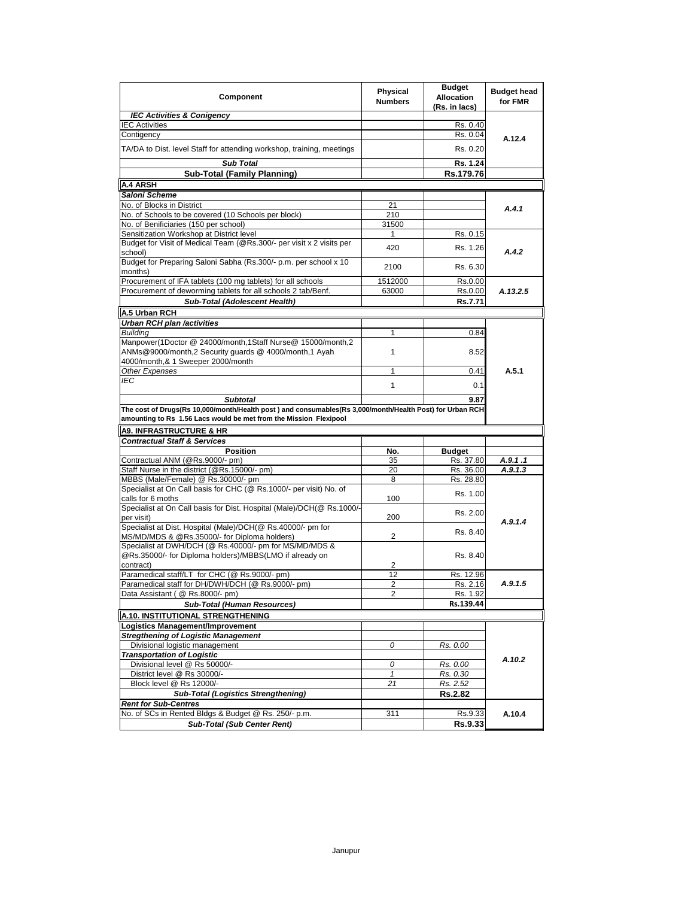| Component | Physical Numbers | Budget Allocation (Rs. in lacs) | Budget head for FMR |
|---|---|---|---|
| ***IEC Activities & Conigency*** | | | |
| IEC Activities | | Rs. 0.40 | A.12.4 |
| Contigency | | Rs. 0.04 | |
| TA/DA to Dist. level Staff for attending workshop, training, meetings | | Rs. 0.20 | |
| ***Sub Total*** | | **Rs. 1.24** | |
| **Sub-Total (Family Planning)** | | **Rs.179.76** | |
| **A.4 ARSH** | | | |
| ***Saloni Scheme*** | | | |
| No. of Blocks in District | 21 | | *A.4.1* |
| No. of Schools to be covered (10 Schools per block) | 210 | | |
| No. of Benificiaries (150 per school) | 31500 | | |
| Sensitization Workshop at District level | 1 | Rs. 0.15 | *A.4.2* |
| Budget for Visit of Medical Team (@Rs.300/- per visit x 2 visits per school) | 420 | Rs. 1.26 | |
| Budget for Preparing Saloni Sabha (Rs.300/- p.m. per school x 10 months) | 2100 | Rs. 6.30 | |
| Procurement of IFA tablets (100 mg tablets) for all schools | 1512000 | Rs.0.00 | *A.13.2.5* |
| Procurement of deworming tablets for all schools 2 tab/Benf. | 63000 | Rs.0.00 | |
| ***Sub-Total (Adolescent Health)*** | | **Rs.7.71** | |
| **A.5 Urban RCH** | | | |
| ***Urban RCH plan /activities*** | | | |
| *Building* | 1 | 0.84 | A.5.1 |
| Manpower(1Doctor @ 24000/month,1Staff Nurse@ 15000/month,2 ANMs@9000/month,2 Security guards @ 4000/month,1 Ayah 4000/month,& 1 Sweeper 2000/month | 1 | 8.52 | |
| *Other Expenses* | 1 | 0.41 | |
| *IEC* | 1 | 0.1 | |
| ***Subtotal*** | | **9.87** | |
| **The cost of Drugs(Rs 10,000/month/Health post ) and consumables(Rs 3,000/month/Health Post) for Urban RCH amounting to Rs 1.56 Lacs would be met from the Mission Flexipool** | | | |
| **A9. INFRASTRUCTURE & HR** | | | |
| ***Contractual Staff & Services*** | | | |
| **Position** | **No.** | **Budget** | |
| Contractual ANM (@Rs.9000/- pm) | 35 | Rs. 37.80 | *A.9.1 .1* |
| Staff Nurse in the district (@Rs.15000/- pm) | 20 | Rs. 36.00 | *A.9.1.3* |
| MBBS (Male/Female) @ Rs.30000/- pm | 8 | Rs. 28.80 | *A.9.1.4* |
| Specialist at On Call basis for CHC (@ Rs.1000/- per visit) No. of calls for 6 moths | 100 | Rs. 1.00 | |
| Specialist at On Call basis for Dist. Hospital (Male)/DCH(@ Rs.1000/- per visit) | 200 | Rs. 2.00 | |
| Specialist at Dist. Hospital (Male)/DCH(@ Rs.40000/- pm for MS/MD/MDS & @Rs.35000/- for Diploma holders) | 2 | Rs. 8.40 | |
| Specialist at DWH/DCH (@ Rs.40000/- pm for MS/MD/MDS & @Rs.35000/- for Diploma holders)/MBBS(LMO if already on contract) | 2 | Rs. 8.40 | |
| Paramedical staff/LT for CHC (@ Rs.9000/- pm) | 12 | Rs. 12.96 | *A.9.1.5* |
| Paramedical staff for DH/DWH/DCH (@ Rs.9000/- pm) | 2 | Rs. 2.16 | |
| Data Assistant ( @ Rs.8000/- pm) | 2 | Rs. 1.92 | |
| ***Sub-Total (Human Resources)*** | | **Rs.139.44** | |
| **A.10. INSTITUTIONAL STRENGTHENING** | | | |
| **Logistics Management/Improvement** | | | *A.10.2* |
| ***Stregthening of Logistic Management*** | | | |
| Divisional logistic management | *0* | *Rs. 0.00* | |
| ***Transportation of Logistic*** | | | |
| Divisional level @ Rs 50000/- | *0* | *Rs. 0.00* | |
| District level @ Rs 30000/- | *1* | *Rs. 0.30* | |
| Block level @ Rs 12000/- | *21* | *Rs. 2.52* | |
| ***Sub-Total (Logistics Strengthening)*** | | **Rs.2.82** | |
| ***Rent for Sub-Centres*** | | | |
| No. of SCs in Rented Bldgs & Budget @ Rs. 250/- p.m. | 311 | Rs.9.33 | A.10.4 |
| ***Sub-Total (Sub Center Rent)*** | | **Rs.9.33** | |

Janupur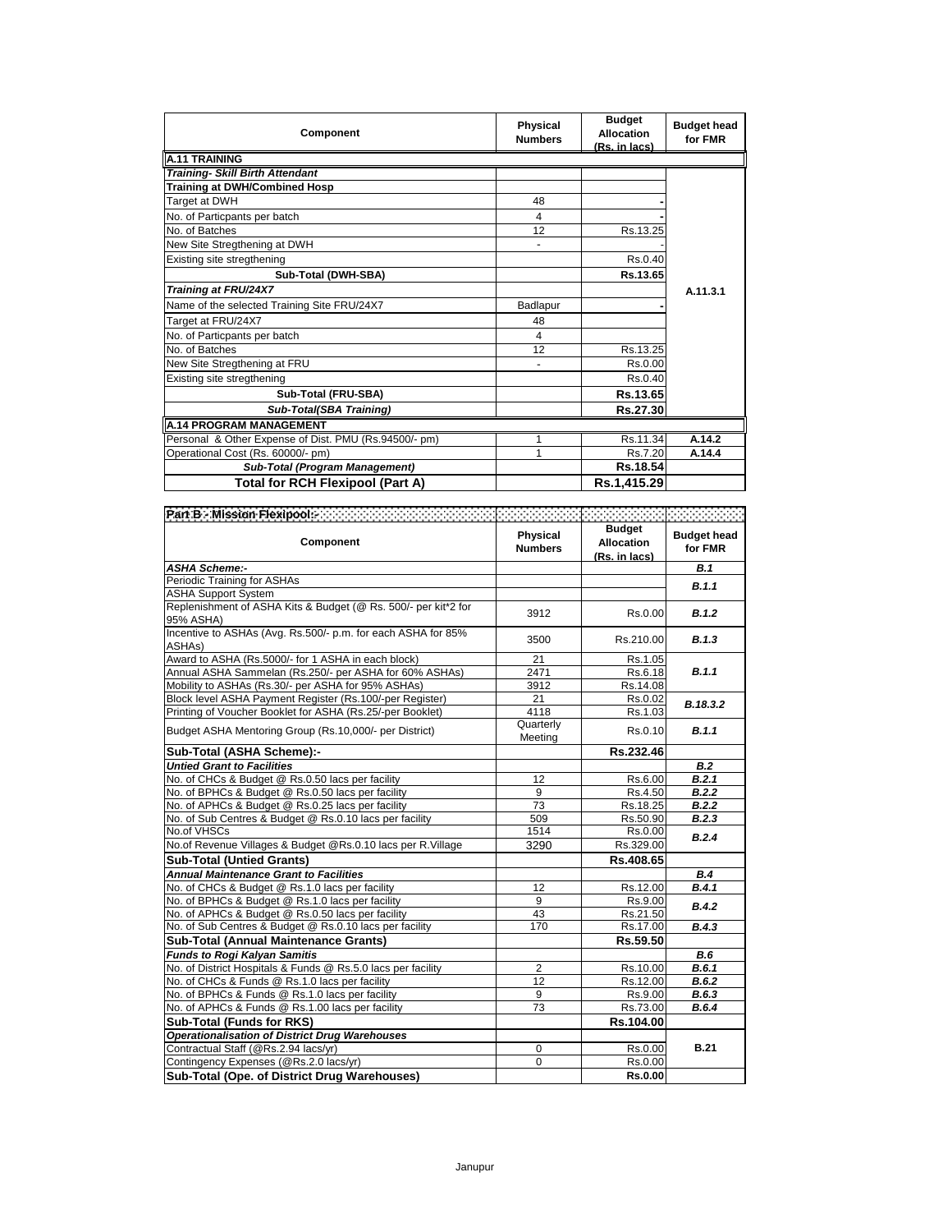| Component | Physical Numbers | Budget Allocation (Rs. in lacs) | Budget head for FMR |
|---|---|---|---|
| **A.11 TRAINING** | | | |
| ***Training- Skill Birth Attendant*** | | | A.11.3.1 |
| **Training at DWH/Combined Hosp** | | | |
| Target at DWH | 48 | - | |
| No. of Particpants per batch | 4 | - | |
| No. of Batches | 12 | Rs.13.25 | |
| New Site Stregthening at DWH | - | - | |
| Existing site stregthening | | Rs.0.40 | |
| **Sub-Total (DWH-SBA)** | | **Rs.13.65** | |
| ***Training at FRU/24X7*** | | | |
| Name of the selected Training Site FRU/24X7 | Badlapur | - | |
| Target at FRU/24X7 | 48 | | |
| No. of Particpants per batch | 4 | | |
| No. of Batches | 12 | Rs.13.25 | |
| New Site Stregthening at FRU | - | Rs.0.00 | |
| Existing site stregthening | | Rs.0.40 | |
| **Sub-Total (FRU-SBA)** | | **Rs.13.65** | |
| ***Sub-Total(SBA Training)*** | | **Rs.27.30** | |
| **A.14 PROGRAM MANAGEMENT** | | | |
| Personal & Other Expense of Dist. PMU (Rs.94500/- pm) | 1 | Rs.11.34 | A.14.2 |
| Operational Cost (Rs. 60000/- pm) | 1 | Rs.7.20 | A.14.4 |
| ***Sub-Total (Program Management)*** | | **Rs.18.54** | |
| **Total for RCH Flexipool (Part A)** | | **Rs.1,415.29** | |

| Component | Physical Numbers | Budget Allocation (Rs. in lacs) | Budget head for FMR |
|---|---|---|---|
| **Part B - Mission Flexipool:-** | | | |
| ***ASHA Scheme:-*** | | | ***B.1*** |
| Periodic Training for ASHAs | | | ***B.1.1*** |
| ASHA Support System | | | |
| Replenishment of ASHA Kits & Budget (@ Rs. 500/- per kit*2 for 95% ASHA) | 3912 | Rs.0.00 | ***B.1.2*** |
| Incentive to ASHAs (Avg. Rs.500/- p.m. for each ASHA for 85% ASHAs) | 3500 | Rs.210.00 | ***B.1.3*** |
| Award to ASHA (Rs.5000/- for 1 ASHA in each block) | 21 | Rs.1.05 | ***B.1.1*** |
| Annual ASHA Sammelan (Rs.250/- per ASHA for 60% ASHAs) | 2471 | Rs.6.18 | |
| Mobility to ASHAs (Rs.30/- per ASHA for 95% ASHAs) | 3912 | Rs.14.08 | |
| Block level ASHA Payment Register (Rs.100/-per Register) | 21 | Rs.0.02 | ***B.18.3.2*** |
| Printing of Voucher Booklet for ASHA (Rs.25/-per Booklet) | 4118 | Rs.1.03 | |
| Budget ASHA Mentoring Group (Rs.10,000/- per District) | Quarterly Meeting | Rs.0.10 | ***B.1.1*** |
| **Sub-Total (ASHA Scheme):-** | | **Rs.232.46** | |
| ***Untied Grant to Facilities*** | | | ***B.2*** |
| No. of CHCs & Budget @ Rs.0.50 lacs per facility | 12 | Rs.6.00 | ***B.2.1*** |
| No. of BPHCs & Budget @ Rs.0.50 lacs per facility | 9 | Rs.4.50 | ***B.2.2*** |
| No. of APHCs & Budget @ Rs.0.25 lacs per facility | 73 | Rs.18.25 | ***B.2.2*** |
| No. of Sub Centres & Budget @ Rs.0.10 lacs per facility | 509 | Rs.50.90 | ***B.2.3*** |
| No.of VHSCs | 1514 | Rs.0.00 | ***B.2.4*** |
| No.of Revenue Villages & Budget @Rs.0.10 lacs per R.Village | 3290 | Rs.329.00 | |
| **Sub-Total (Untied Grants)** | | **Rs.408.65** | |
| ***Annual Maintenance Grant to Facilities*** | | | ***B.4*** |
| No. of CHCs & Budget @ Rs.1.0 lacs per facility | 12 | Rs.12.00 | ***B.4.1*** |
| No. of BPHCs & Budget @ Rs.1.0 lacs per facility | 9 | Rs.9.00 | ***B.4.2*** |
| No. of APHCs & Budget @ Rs.0.50 lacs per facility | 43 | Rs.21.50 | |
| No. of Sub Centres & Budget @ Rs.0.10 lacs per facility | 170 | Rs.17.00 | ***B.4.3*** |
| **Sub-Total (Annual Maintenance Grants)** | | **Rs.59.50** | |
| ***Funds to Rogi Kalyan Samitis*** | | | ***B.6*** |
| No. of District Hospitals & Funds @ Rs.5.0 lacs per facility | 2 | Rs.10.00 | ***B.6.1*** |
| No. of CHCs & Funds @ Rs.1.0 lacs per facility | 12 | Rs.12.00 | ***B.6.2*** |
| No. of BPHCs & Funds @ Rs.1.0 lacs per facility | 9 | Rs.9.00 | ***B.6.3*** |
| No. of APHCs & Funds @ Rs.1.00 lacs per facility | 73 | Rs.73.00 | ***B.6.4*** |
| **Sub-Total (Funds for RKS)** | | **Rs.104.00** | |
| ***Operationalisation of District Drug Warehouses*** | | | **B.21** |
| Contractual Staff (@Rs.2.94 lacs/yr) | 0 | Rs.0.00 | |
| Contingency Expenses (@Rs.2.0 lacs/yr) | 0 | Rs.0.00 | |
| **Sub-Total (Ope. of District Drug Warehouses)** | | **Rs.0.00** | |

Janupur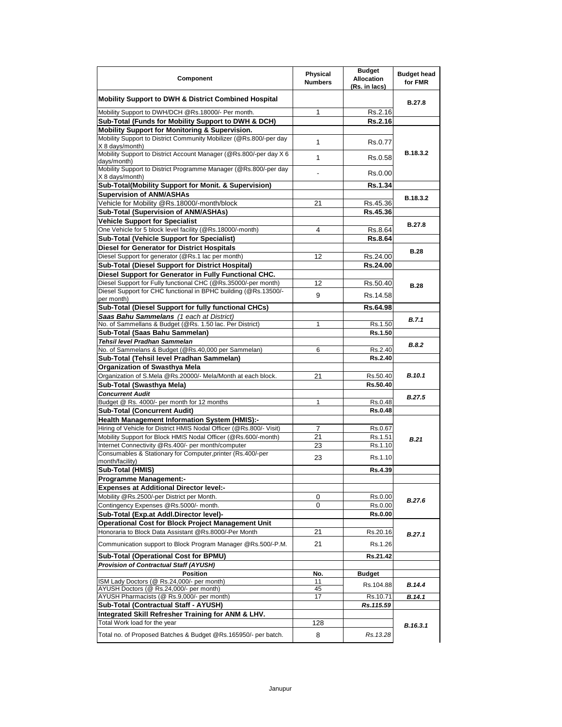| Component | Physical Numbers | Budget Allocation (Rs. in lacs) | Budget head for FMR |
|---|---|---|---|
| **Mobility Support to DWH & District Combined Hospital** | | | **B.27.8** |
| Mobility Support to DWH/DCH @Rs.18000/- Per month. | 1 | Rs.2.16 | |
| **Sub-Total (Funds for Mobility Support to DWH & DCH)** | | **Rs.2.16** | |
| **Mobility Support for Monitoring & Supervision.** | | | **B.18.3.2** |
| Mobility Support to District Community Mobilizer (@Rs.800/-per day X 8 days/month) | 1 | Rs.0.77 | |
| Mobility Support to District Account Manager (@Rs.800/-per day X 6 days/month) | 1 | Rs.0.58 | |
| Mobility Support to District Programme Manager (@Rs.800/-per day X 8 days/month) | - | Rs.0.00 | |
| **Sub-Total(Mobility Support for Monit. & Supervision)** | | **Rs.1.34** | |
| **Supervision of ANM/ASHAs** | | | **B.18.3.2** |
| Vehicle for Mobility @Rs.18000/-month/block | 21 | Rs.45.36 | |
| **Sub-Total (Supervision of ANM/ASHAs)** | | **Rs.45.36** | |
| **Vehicle Support for Specialist** | | | **B.27.8** |
| One Vehicle for 5 block level facility (@Rs.18000/-month) | 4 | Rs.8.64 | |
| **Sub-Total (Vehicle Support for Specialist)** | | **Rs.8.64** | |
| **Diesel for Generator for District Hospitals** | | | **B.28** |
| Diesel Support for generator (@Rs.1 lac per month) | 12 | Rs.24.00 | |
| **Sub-Total (Diesel Support for District Hospital)** | | **Rs.24.00** | |
| **Diesel Support for Generator in Fully Functional CHC.** | | | **B.28** |
| Diesel Support for Fully functional CHC (@Rs.35000/-per month) | 12 | Rs.50.40 | |
| Diesel Support for CHC functional in BPHC building (@Rs.13500/-per month) | 9 | Rs.14.58 | |
| **Sub-Total (Diesel Support for fully functional CHCs)** | | **Rs.64.98** | |
| ***Saas Bahu Sammelans*** *(1 each at District)* | | | ***B.7.1*** |
| No. of Sammellans & Budget (@Rs. 1.50 lac. Per District) | 1 | Rs.1.50 | |
| **Sub-Total (Saas Bahu Sammelan)** | | **Rs.1.50** | |
| ***Tehsil level Pradhan Sammelan*** | | | ***B.8.2*** |
| No. of Sammelans & Budget (@Rs.40,000 per Sammelan) | 6 | Rs.2.40 | |
| **Sub-Total (Tehsil level Pradhan Sammelan)** | | **Rs.2.40** | |
| **Organization of Swasthya Mela** | | | ***B.10.1*** |
| Organization of S.Mela @Rs.20000/- Mela/Month at each block. | 21 | Rs.50.40 | |
| **Sub-Total (Swasthya Mela)** | | **Rs.50.40** | |
| ***Concurrent Audit*** | | | ***B.27.5*** |
| Budget @ Rs. 4000/- per month for 12 months | 1 | Rs.0.48 | |
| **Sub-Total (Concurrent Audit)** | | **Rs.0.48** | |
| **Health Management Information System (HMIS):-** | | | ***B.21*** |
| Hiring of Vehicle for District HMIS Nodal Officer (@Rs.800/- Visit) | 7 | Rs.0.67 | |
| Mobility Support for Block HMIS Nodal Officer (@Rs.600/-month) | 21 | Rs.1.51 | |
| Internet Connectivity @Rs.400/- per month/computer | 23 | Rs.1.10 | |
| Consumables & Stationary for Computer,printer (Rs.400/-per month/facility) | 23 | Rs.1.10 | |
| **Sub-Total (HMIS)** | | **Rs.4.39** | |
| **Programme Management:-** | | | |
| **Expenses at Additional Director level:-** | | | ***B.27.6*** |
| Mobility @Rs.2500/-per District per Month. | 0 | Rs.0.00 | |
| Contingency Expenses @Rs.5000/- month. | 0 | Rs.0.00 | |
| **Sub-Total (Exp.at Addl.Director level)-** | | **Rs.0.00** | |
| **Operational Cost for Block Project Management Unit** | | | ***B.27.1*** |
| Honoraria to Block Data Assistant @Rs.8000/-Per Month | 21 | Rs.20.16 | |
| Communication support to Block Program Manager @Rs.500/-P.M. | 21 | Rs.1.26 | |
| **Sub-Total (Operational Cost for BPMU)** | | **Rs.21.42** | |
| ***Provision of Contractual Staff (AYUSH)*** | | | |
| **Position** | **No.** | **Budget** | |
| ISM Lady Doctors (@ Rs.24,000/- per month) | 11 | Rs.104.88 | ***B.14.4*** |
| AYUSH Doctors (@ Rs.24,000/- per month) | 45 | | |
| AYUSH Pharmacists (@ Rs.9,000/- per month) | 17 | Rs.10.71 | ***B.14.1*** |
| **Sub-Total (Contractual Staff - AYUSH)** | | ***Rs.115.59*** | |
| **Integrated Skill Refresher Training for ANM & LHV.** | | | ***B.16.3.1*** |
| Total Work load for the year | 128 | | |
| Total no. of Proposed Batches & Budget @Rs.165950/- per batch. | 8 | *Rs.13.28* | |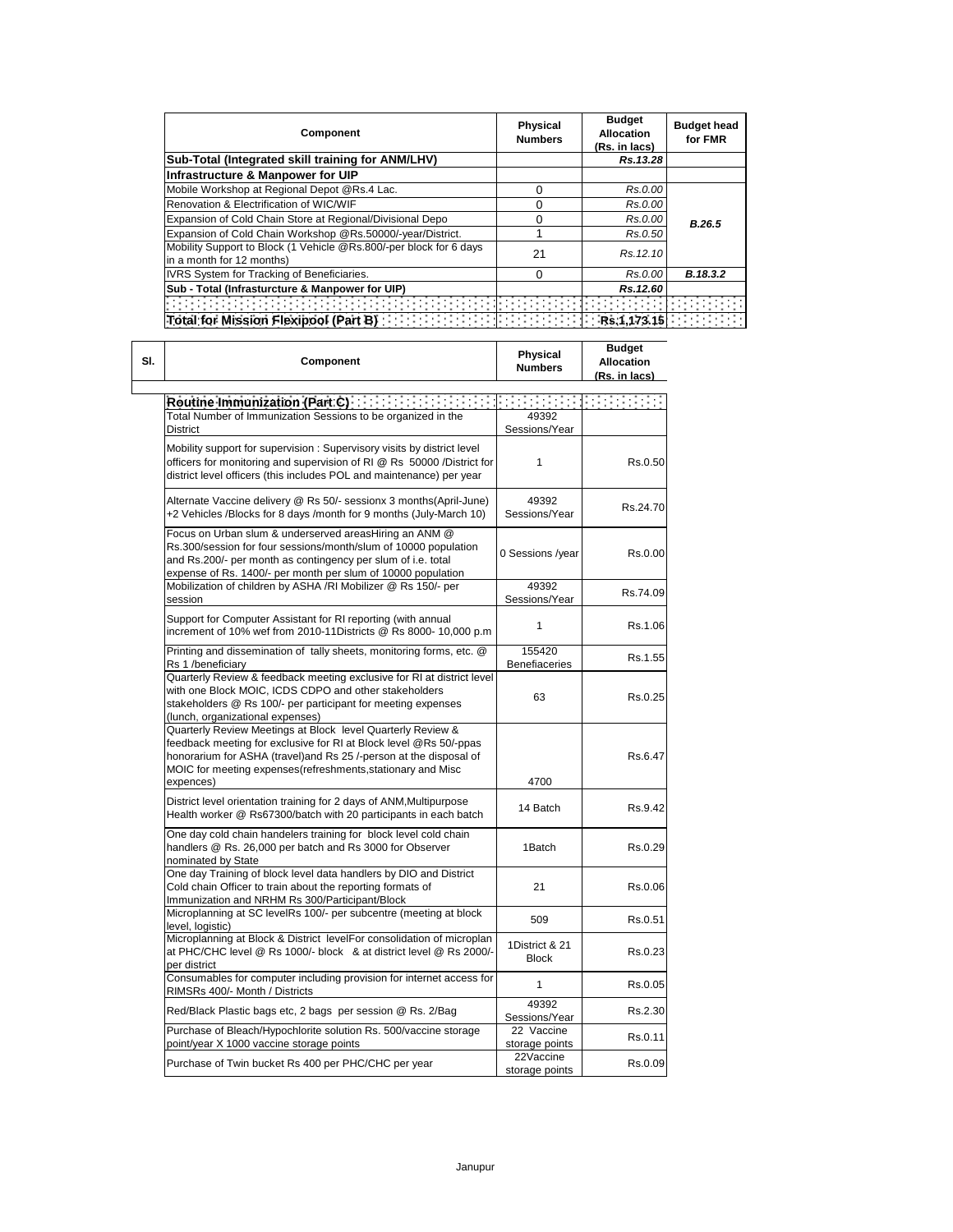| Component | Physical Numbers | Budget Allocation (Rs. in lacs) | Budget head for FMR |
|---|---|---|---|
| **Sub-Total (Integrated skill training for ANM/LHV)** | | ***Rs.13.28*** | |
| **Infrastructure & Manpower for UIP** | | | |
| Mobile Workshop at Regional Depot @Rs.4 Lac. | 0 | *Rs.0.00* | |
| Renovation & Electrification of WIC/WIF | 0 | *Rs.0.00* | |
| Expansion of Cold Chain Store at Regional/Divisional Depo | 0 | *Rs.0.00* | ***B.26.5*** |
| Expansion of Cold Chain Workshop @Rs.50000/-year/District. | 1 | *Rs.0.50* | |
| Mobility Support to Block (1 Vehicle @Rs.800/-per block for 6 days in a month for 12 months) | 21 | *Rs.12.10* | |
| IVRS System for Tracking of Beneficiaries. | 0 | *Rs.0.00* | ***B.18.3.2*** |
| **Sub - Total (Infrasturcture & Manpower for UIP)** | | ***Rs.12.60*** | |
| | | | |
| **Total for Mission Flexipool (Part B)** | | **Rs.1,173.15** | |

| Sl. | Component | Physical Numbers | Budget Allocation (Rs. in lacs) |
|---|---|---|---|
| | **Routine Immunization (Part C)** | | |
| | Total Number of Immunization Sessions to be organized in the District | 49392 Sessions/Year | |
| | Mobility support for supervision : Supervisory visits by district level officers for monitoring and supervision of RI @ Rs 50000 /District for district level officers (this includes POL and maintenance) per year | 1 | Rs.0.50 |
| | Alternate Vaccine delivery @ Rs 50/- sessionx 3 months(April-June) +2 Vehicles /Blocks for 8 days /month for 9 months (July-March 10) | 49392 Sessions/Year | Rs.24.70 |
| | Focus on Urban slum & underserved areasHiring an ANM @ Rs.300/session for four sessions/month/slum of 10000 population and Rs.200/- per month as contingency per slum of i.e. total expense of Rs. 1400/- per month per slum of 10000 population | 0 Sessions /year | Rs.0.00 |
| | Mobilization of children by ASHA /RI Mobilizer @ Rs 150/- per session | 49392 Sessions/Year | Rs.74.09 |
| | Support for Computer Assistant for RI reporting (with annual increment of 10% wef from 2010-11Districts @ Rs 8000- 10,000 p.m | 1 | Rs.1.06 |
| | Printing and dissemination of tally sheets, monitoring forms, etc. @ Rs 1 /beneficiary | 155420 Benefiaceries | Rs.1.55 |
| | Quarterly Review & feedback meeting exclusive for RI at district level with one Block MOIC, ICDS CDPO and other stakeholders stakeholders @ Rs 100/- per participant for meeting expenses (lunch, organizational expenses) | 63 | Rs.0.25 |
| | Quarterly Review Meetings at Block level Quarterly Review & feedback meeting for exclusive for RI at Block level @Rs 50/-ppas honorarium for ASHA (travel)and Rs 25 /-person at the disposal of MOIC for meeting expenses(refreshments,stationary and Misc expences) | 4700 | Rs.6.47 |
| | District level orientation training for 2 days of ANM,Multipurpose Health worker @ Rs67300/batch with 20 participants in each batch | 14 Batch | Rs.9.42 |
| | One day cold chain handelers training for block level cold chain handlers @ Rs. 26,000 per batch and Rs 3000 for Observer nominated by State | 1Batch | Rs.0.29 |
| | One day Training of block level data handlers by DIO and District Cold chain Officer to train about the reporting formats of Immunization and NRHM Rs 300/Participant/Block | 21 | Rs.0.06 |
| | Microplanning at SC levelRs 100/- per subcentre (meeting at block level, logistic) | 509 | Rs.0.51 |
| | Microplanning at Block & District levelFor consolidation of microplan at PHC/CHC level @ Rs 1000/- block & at district level @ Rs 2000/- per district | 1District & 21 Block | Rs.0.23 |
| | Consumables for computer including provision for internet access for RIMSRs 400/- Month / Districts | 1 | Rs.0.05 |
| | Red/Black Plastic bags etc, 2 bags per session @ Rs. 2/Bag | 49392 Sessions/Year | Rs.2.30 |
| | Purchase of Bleach/Hypochlorite solution Rs. 500/vaccine storage point/year X 1000 vaccine storage points | 22 Vaccine storage points | Rs.0.11 |
| | Purchase of Twin bucket Rs 400 per PHC/CHC per year | 22Vaccine storage points | Rs.0.09 |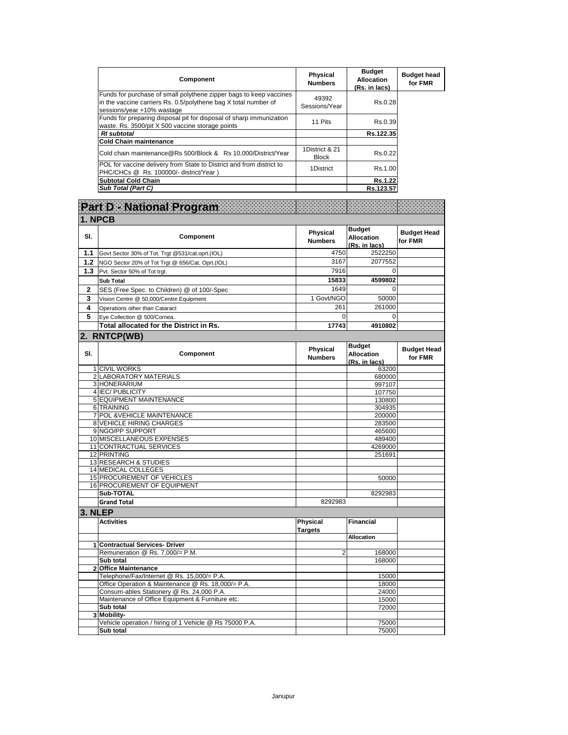| Component | Physical Numbers | Budget Allocation (Rs. in lacs) | Budget head for FMR |
|---|---|---|---|
| Funds for purchase of small polythene zipper bags to keep vaccines in the vaccine carriers Rs. 0.5/polythene bag X total number of sessions/year +10% wastage | 49392 Sessions/Year | Rs.0.28 | |
| Funds for preparing disposal pit for disposal of sharp immunization waste. Rs. 3500/pit X 500 vaccine storage points | 11 Pits | Rs.0.39 | |
| ***RI subtotal*** | | **Rs.122.35** | |
| **Cold Chain maintenance** | | | |
| Cold chain maintenance@Rs 500/Block & Rs 10,000/District/Year | 1District & 21 Block | Rs.0.22 | |
| POL for vaccine delivery from State to District and from district to PHC/CHCs @ Rs. 100000/- district/Year ) | 1District | Rs.1.00 | |
| **Subtotal Cold Chain** | | **Rs.1.22** | |
| ***Sub Total (Part C)*** | | **Rs.123.57** | |

# Part D - National Program

## 1. NPCB

| Sl. | Component | Physical Numbers | Budget Allocation (Rs. in lacs) | Budget Head for FMR |
|---|---|---|---|---|
| 1.1 | Govt Sector 30% of Tot. Trgt @531/cat.oprt.(IOL) | 4750 | 2522250 | |
| 1.2 | NGO Sector 20% of Tot Trgt @ 656/Cat. Oprt.(IOL) | 3167 | 2077552 | |
| 1.3 | Pvt. Sector 50% of Tot trgt. | 7916 | 0 | |
| | **Sub Total** | **15833** | **4599802** | |
| 2 | SES (Free Spec. to Children) @ of 100/-Spec | 1649 | 0 | |
| 3 | Vision Centre @ 50,000/Centre Equipment | 1 Govt/NGO | 50000 | |
| 4 | Operations other than Cataract | 261 | 261000 | |
| 5 | Eye Collection @ 500/Cornea. | 0 | 0 | |
| | **Total allocated for the District in Rs.** | **17743** | **4910802** | |

## 2. RNTCP(WB)

| Sl. | Component | Physical Numbers | Budget Allocation (Rs. in lacs) | Budget Head for FMR |
|---|---|---|---|---|
| 1 | CIVIL WORKS | | 63200 | |
| 2 | LABORATORY MATERIALS | | 680000 | |
| 3 | HONERARIUM | | 997107 | |
| 4 | IEC/ PUBLICITY | | 107750 | |
| 5 | EQUIPMENT MAINTENANCE | | 130800 | |
| 6 | TRAINING | | 304935 | |
| 7 | POL &VEHICLE MAINTENANCE | | 200000 | |
| 8 | VEHICLE HIRING CHARGES | | 283500 | |
| 9 | NGO/PP SUPPORT | | 465600 | |
| 10 | MISCELLANEOUS EXPENSES | | 489400 | |
| 11 | CONTRACTUAL SERVICES | | 4269000 | |
| 12 | PRINTING | | 251691 | |
| 13 | RESEARCH & STUDIES | | | |
| 14 | MEDICAL COLLEGES | | | |
| 15 | PROCUREMENT OF VEHICLES | | 50000 | |
| 16 | PROCUREMENT OF EQUIPMENT | | | |
| | **Sub-TOTAL** | | 8292983 | |
| | **Grand Total** | 8292983 | | |

## 3. NLEP

| | Activities | Physical Targets | Financial Allocation | |
|---|---|---|---|---|
| 1 | **Contractual Services- Driver** | | | |
| | Remuneration @ Rs. 7,000/= P.M. | 2 | 168000 | |
| | **Sub total** | | 168000 | |
| 2 | **Office Maintenance** | | | |
| | Telephone/Fax/Internet @ Rs. 15,000/= P.A. | | 15000 | |
| | Office Operation & Maintenance @ Rs. 18,000/= P.A. | | 18000 | |
| | Consum-ables Stationery @ Rs. 24,000 P.A. | | 24000 | |
| | Maintenance of Office Equipment & Furniture etc. | | 15000 | |
| | **Sub total** | | 72000 | |
| 3 | **Mobility-** | | | |
| | Vehicle operation / hiring of 1 Vehicle @ Rs 75000 P.A. | | 75000 | |
| | **Sub total** | | 75000 | |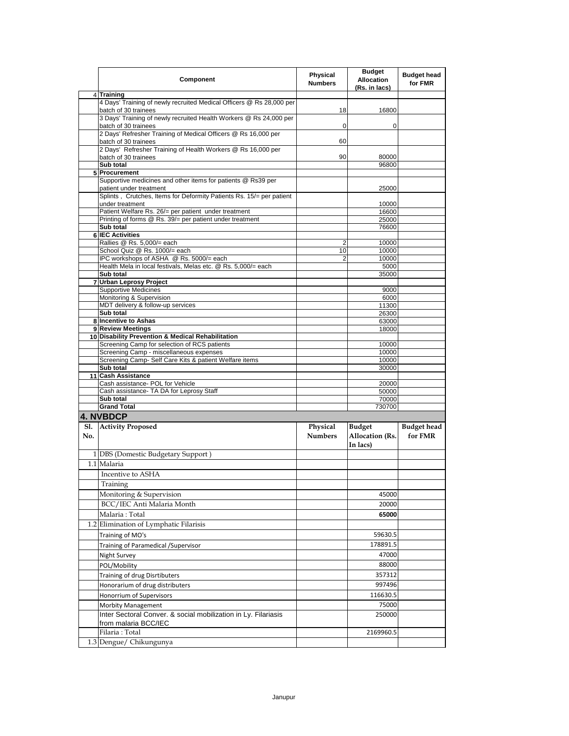|  | Component | Physical Numbers | Budget Allocation (Rs. in lacs) | Budget head for FMR |
|---|---|---|---|---|
| 4 | **Training** |  |  |  |
|  | 4 Days' Training of newly recruited Medical Officers @ Rs 28,000 per batch of 30 trainees | 18 | 16800 |  |
|  | 3 Days' Training of newly recruited Health Workers @ Rs 24,000 per batch of 30 trainees | 0 | 0 |  |
|  | 2 Days' Refresher Training of Medical Officers @ Rs 16,000 per batch of 30 trainees | 60 |  |  |
|  | 2 Days' Refresher Training of Health Workers @ Rs 16,000 per batch of 30 trainees | 90 | 80000 |  |
|  | **Sub total** |  | 96800 |  |
| 5 | **Procurement** |  |  |  |
|  | Supportive medicines and other items for patients @ Rs39 per patient under treatment |  | 25000 |  |
|  | Splints , Crutches, Items for Deformity Patients Rs. 15/= per patient under treatment |  | 10000 |  |
|  | Patient Welfare Rs. 26/= per patient under treatment |  | 16600 |  |
|  | Printing of forms @ Rs. 39/= per patient under treatment |  | 25000 |  |
|  | **Sub total** |  | 76600 |  |
| 6 | **IEC Activities** |  |  |  |
|  | Rallies @ Rs. 5,000/= each | 2 | 10000 |  |
|  | School Quiz @ Rs. 1000/= each | 10 | 10000 |  |
|  | IPC workshops of ASHA @ Rs. 5000/= each | 2 | 10000 |  |
|  | Health Mela in local festivals, Melas etc. @ Rs. 5,000/= each |  | 5000 |  |
|  | **Sub total** |  | 35000 |  |
| 7 | **Urban Leprosy Project** |  |  |  |
|  | Supportive Medicines |  | 9000 |  |
|  | Monitoring & Supervision |  | 6000 |  |
|  | MDT delivery & follow-up services |  | 11300 |  |
|  | **Sub total** |  | 26300 |  |
| 8 | **Incentive to Ashas** |  | 63000 |  |
| 9 | **Review Meetings** |  | 18000 |  |
| 10 | **Disability Prevention & Medical Rehabilitation** |  |  |  |
|  | Screening Camp for selection of RCS patients |  | 10000 |  |
|  | Screening Camp - miscellaneous expenses |  | 10000 |  |
|  | Screening Camp- Self Care Kits & patient Welfare items |  | 10000 |  |
|  | **Sub total** |  | 30000 |  |
| 11 | **Cash Assistance** |  |  |  |
|  | Cash assistance- POL for Vehicle |  | 20000 |  |
|  | Cash assistance- TA DA for Leprosy Staff |  | 50000 |  |
|  | **Sub total** |  | 70000 |  |
|  | **Grand Total** |  | 730700 |  |

## 4. NVBDCP

| Sl. No. | Activity Proposed | Physical Numbers | Budget Allocation (Rs. In lacs) | Budget head for FMR |
|---|---|---|---|---|
| 1 | DBS (Domestic Budgetary Support ) |  |  |  |
| 1.1 | Malaria |  |  |  |
|  | Incentive to ASHA |  |  |  |
|  | Training |  |  |  |
|  | Monitoring & Supervision |  | 45000 |  |
|  | BCC/IEC Anti Malaria Month |  | 20000 |  |
|  | Malaria : Total |  | **65000** |  |
| 1.2 | Elimination of Lymphatic Filarisis |  |  |  |
|  | Training of MO's |  | 59630.5 |  |
|  | Training of Paramedical /Supervisor |  | 178891.5 |  |
|  | Night Survey |  | 47000 |  |
|  | POL/Mobility |  | 88000 |  |
|  | Training of drug Disrtibuters |  | 357312 |  |
|  | Honorarium of drug distributers |  | 997496 |  |
|  | Honorrium of Supervisors |  | 116630.5 |  |
|  | Morbity Management |  | 75000 |  |
|  | Inter Sectoral Conver. & social mobilization in Ly. Filariasis from malaria BCC/IEC |  | 250000 |  |
|  | Filaria : Total |  | 2169960.5 |  |
| 1.3 | Dengue/ Chikungunya |  |  |  |

Janupur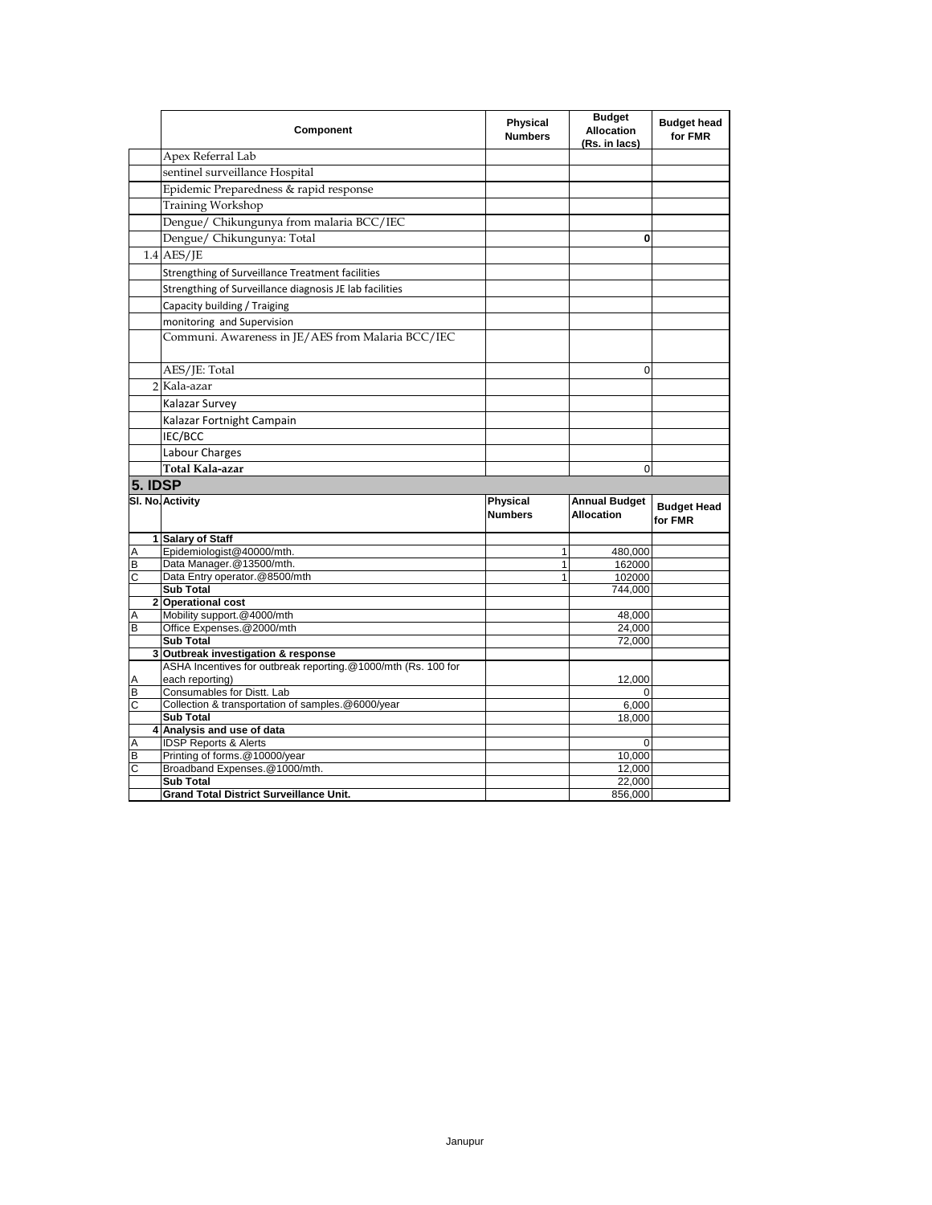| | Component | Physical Numbers | Budget Allocation (Rs. in lacs) | Budget head for FMR |
|---|---|---|---|---|
| | Apex Referral Lab | | | |
| | sentinel surveillance Hospital | | | |
| | Epidemic Preparedness & rapid response | | | |
| | Training Workshop | | | |
| | Dengue/ Chikungunya from malaria BCC/IEC | | | |
| | Dengue/ Chikungunya: Total | | **0** | |
| 1.4 | AES/JE | | | |
| | Strengthing of Surveillance Treatment facilities | | | |
| | Strengthing of Surveillance diagnosis JE lab facilities | | | |
| | Capacity building / Traiging | | | |
| | monitoring and Supervision | | | |
| | Communi. Awareness in JE/AES from Malaria BCC/IEC | | | |
| | AES/JE: Total | | 0 | |
| 2 | Kala-azar | | | |
| | Kalazar Survey | | | |
| | Kalazar Fortnight Campain | | | |
| | IEC/BCC | | | |
| | Labour Charges | | | |
| | **Total Kala-azar** | | 0 | |

## 5. IDSP

| Sl. No. | Activity | Physical Numbers | Annual Budget Allocation | Budget Head for FMR |
|---|---|---|---|---|
| 1 | **Salary of Staff** | | | |
| A | Epidemiologist@40000/mth. | 1 | 480,000 | |
| B | Data Manager.@13500/mth. | 1 | 162000 | |
| C | Data Entry operator.@8500/mth | 1 | 102000 | |
| | **Sub Total** | | 744,000 | |
| 2 | **Operational cost** | | | |
| A | Mobility support.@4000/mth | | 48,000 | |
| B | Office Expenses.@2000/mth | | 24,000 | |
| | **Sub Total** | | 72,000 | |
| 3 | **Outbreak investigation & response** | | | |
| A | ASHA Incentives for outbreak reporting.@1000/mth (Rs. 100 for each reporting) | | 12,000 | |
| B | Consumables for Distt. Lab | | 0 | |
| C | Collection & transportation of samples.@6000/year | | 6,000 | |
| | **Sub Total** | | 18,000 | |
| 4 | **Analysis and use of data** | | | |
| A | IDSP Reports & Alerts | | 0 | |
| B | Printing of forms.@10000/year | | 10,000 | |
| C | Broadband Expenses.@1000/mth. | | 12,000 | |
| | **Sub Total** | | 22,000 | |
| | **Grand Total District Surveillance Unit.** | | 856,000 | |